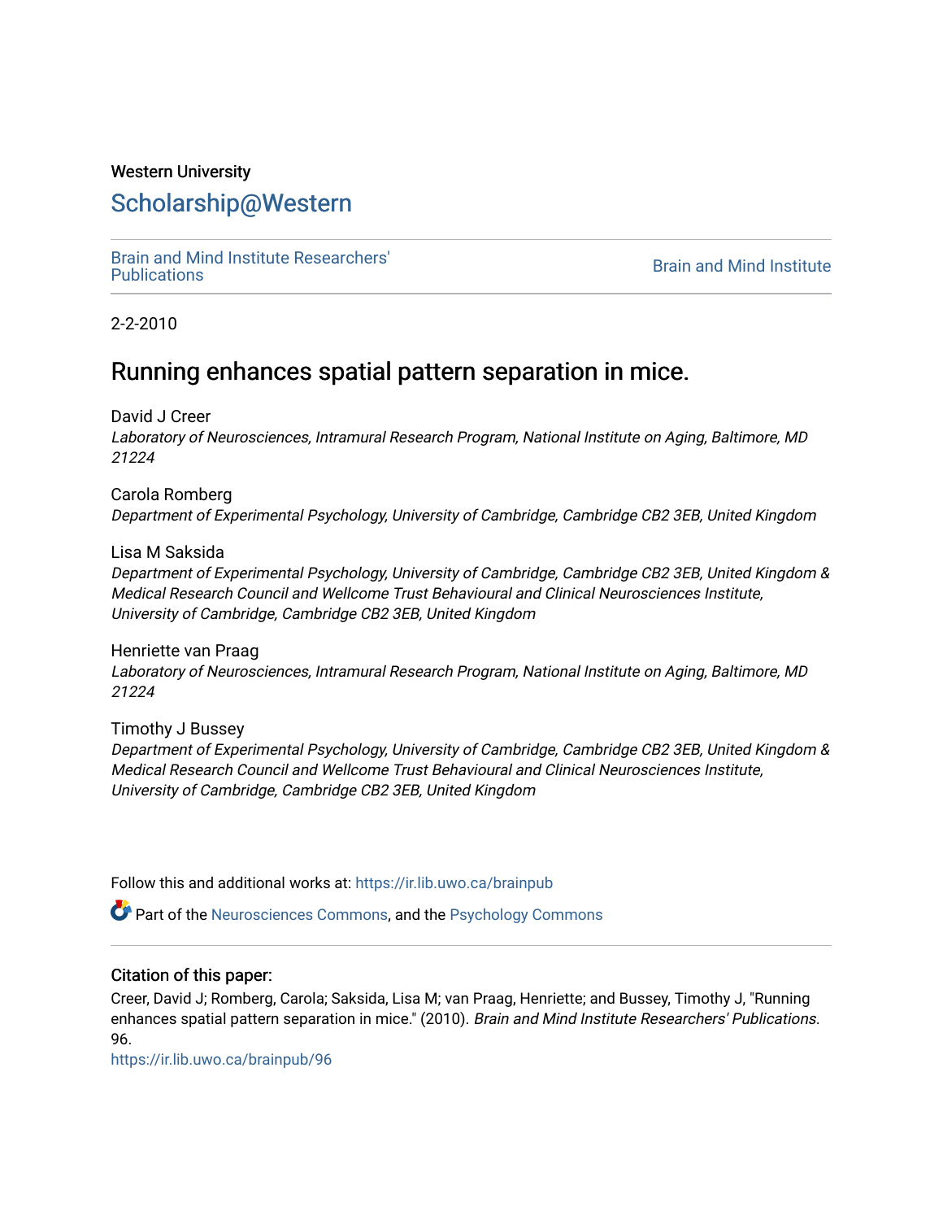Western University

# Scholarship@Western

Brain and Mind Institute Researchers' Publications

Brain and Mind Institute

2-2-2010

## Running enhances spatial pattern separation in mice.

David J Creer
*Laboratory of Neurosciences, Intramural Research Program, National Institute on Aging, Baltimore, MD 21224*

Carola Romberg
*Department of Experimental Psychology, University of Cambridge, Cambridge CB2 3EB, United Kingdom*

Lisa M Saksida
*Department of Experimental Psychology, University of Cambridge, Cambridge CB2 3EB, United Kingdom & Medical Research Council and Wellcome Trust Behavioural and Clinical Neurosciences Institute, University of Cambridge, Cambridge CB2 3EB, United Kingdom*

Henriette van Praag
*Laboratory of Neurosciences, Intramural Research Program, National Institute on Aging, Baltimore, MD 21224*

Timothy J Bussey
*Department of Experimental Psychology, University of Cambridge, Cambridge CB2 3EB, United Kingdom & Medical Research Council and Wellcome Trust Behavioural and Clinical Neurosciences Institute, University of Cambridge, Cambridge CB2 3EB, United Kingdom*

Follow this and additional works at: https://ir.lib.uwo.ca/brainpub

Part of the Neurosciences Commons, and the Psychology Commons

### Citation of this paper:

Creer, David J; Romberg, Carola; Saksida, Lisa M; van Praag, Henriette; and Bussey, Timothy J, "Running enhances spatial pattern separation in mice." (2010). *Brain and Mind Institute Researchers' Publications*. 96.
https://ir.lib.uwo.ca/brainpub/96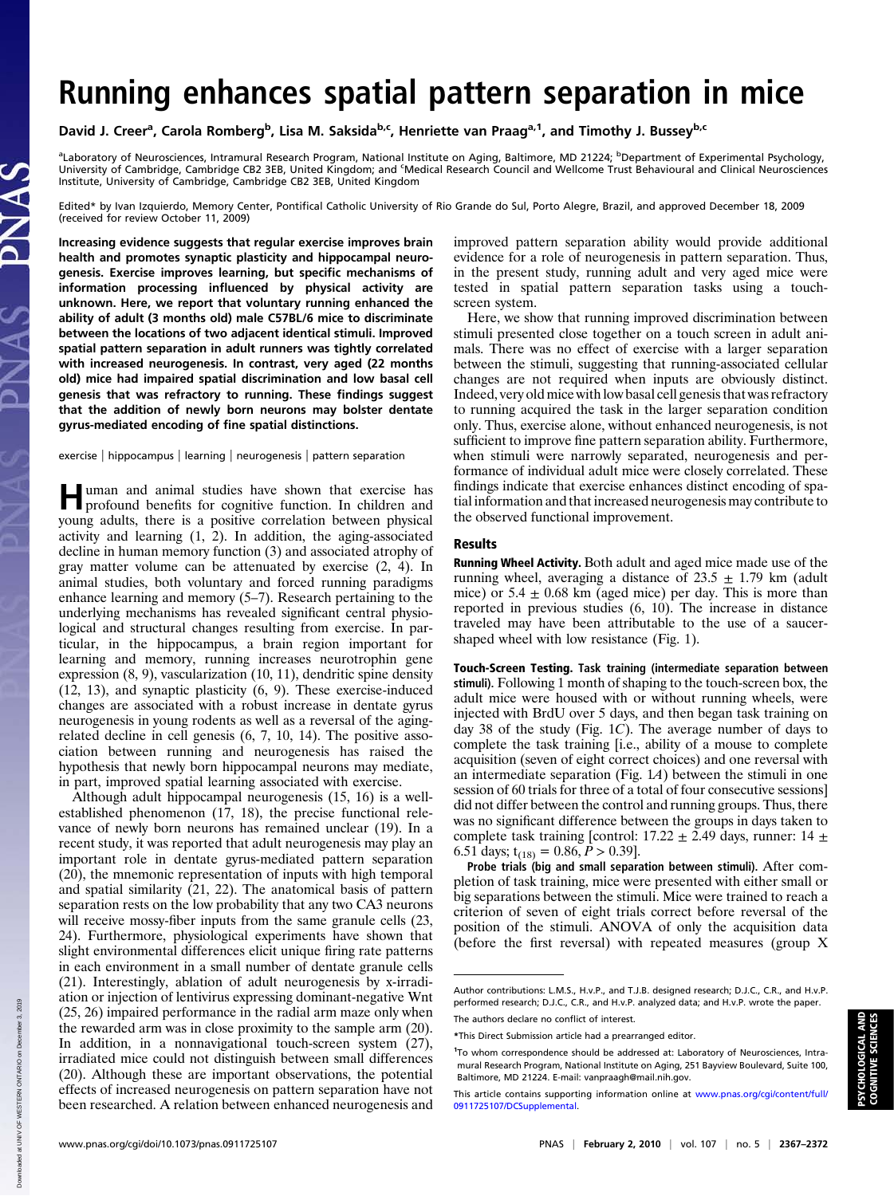# Running enhances spatial pattern separation in mice

David J. Creer[a], Carola Romberg[b], Lisa M. Saksida[b,c], Henriette van Praag[a,1], and Timothy J. Bussey[b,c]

[a]Laboratory of Neurosciences, Intramural Research Program, National Institute on Aging, Baltimore, MD 21224; [b]Department of Experimental Psychology, University of Cambridge, Cambridge CB2 3EB, United Kingdom; and [c]Medical Research Council and Wellcome Trust Behavioural and Clinical Neurosciences Institute, University of Cambridge, Cambridge CB2 3EB, United Kingdom

Edited* by Ivan Izquierdo, Memory Center, Pontifical Catholic University of Rio Grande do Sul, Porto Alegre, Brazil, and approved December 18, 2009 (received for review October 11, 2009)

**Increasing evidence suggests that regular exercise improves brain health and promotes synaptic plasticity and hippocampal neurogenesis. Exercise improves learning, but specific mechanisms of information processing influenced by physical activity are unknown. Here, we report that voluntary running enhanced the ability of adult (3 months old) male C57BL/6 mice to discriminate between the locations of two adjacent identical stimuli. Improved spatial pattern separation in adult runners was tightly correlated with increased neurogenesis. In contrast, very aged (22 months old) mice had impaired spatial discrimination and low basal cell genesis that was refractory to running. These findings suggest that the addition of newly born neurons may bolster dentate gyrus-mediated encoding of fine spatial distinctions.**

exercise | hippocampus | learning | neurogenesis | pattern separation

Human and animal studies have shown that exercise has profound benefits for cognitive function. In children and young adults, there is a positive correlation between physical activity and learning (1, 2). In addition, the aging-associated decline in human memory function (3) and associated atrophy of gray matter volume can be attenuated by exercise (2, 4). In animal studies, both voluntary and forced running paradigms enhance learning and memory (5–7). Research pertaining to the underlying mechanisms has revealed significant central physiological and structural changes resulting from exercise. In particular, in the hippocampus, a brain region important for learning and memory, running increases neurotrophin gene expression (8, 9), vascularization (10, 11), dendritic spine density (12, 13), and synaptic plasticity (6, 9). These exercise-induced changes are associated with a robust increase in dentate gyrus neurogenesis in young rodents as well as a reversal of the aging-related decline in cell genesis (6, 7, 10, 14). The positive association between running and neurogenesis has raised the hypothesis that newly born hippocampal neurons may mediate, in part, improved spatial learning associated with exercise.

Although adult hippocampal neurogenesis (15, 16) is a well-established phenomenon (17, 18), the precise functional relevance of newly born neurons has remained unclear (19). In a recent study, it was reported that adult neurogenesis may play an important role in dentate gyrus-mediated pattern separation (20), the mnemonic representation of inputs with high temporal and spatial similarity (21, 22). The anatomical basis of pattern separation rests on the low probability that any two CA3 neurons will receive mossy-fiber inputs from the same granule cells (23, 24). Furthermore, physiological experiments have shown that slight environmental differences elicit unique firing rate patterns in each environment in a small number of dentate granule cells (21). Interestingly, ablation of adult neurogenesis by x-irradiation or injection of lentivirus expressing dominant-negative Wnt (25, 26) impaired performance in the radial arm maze only when the rewarded arm was in close proximity to the sample arm (20). In addition, in a nonnavigational touch-screen system (27), irradiated mice could not distinguish between small differences (20). Although these are important observations, the potential effects of increased neurogenesis on pattern separation have not been researched. A relation between enhanced neurogenesis and improved pattern separation ability would provide additional evidence for a role of neurogenesis in pattern separation. Thus, in the present study, running adult and very aged mice were tested in spatial pattern separation tasks using a touch-screen system.

Here, we show that running improved discrimination between stimuli presented close together on a touch screen in adult animals. There was no effect of exercise with a larger separation between the stimuli, suggesting that running-associated cellular changes are not required when inputs are obviously distinct. Indeed, very old mice with low basal cell genesis that was refractory to running acquired the task in the larger separation condition only. Thus, exercise alone, without enhanced neurogenesis, is not sufficient to improve fine pattern separation ability. Furthermore, when stimuli were narrowly separated, neurogenesis and performance of individual adult mice were closely correlated. These findings indicate that exercise enhances distinct encoding of spatial information and that increased neurogenesis may contribute to the observed functional improvement.

## Results

**Running Wheel Activity.** Both adult and aged mice made use of the running wheel, averaging a distance of 23.5 ± 1.79 km (adult mice) or 5.4 ± 0.68 km (aged mice) per day. This is more than reported in previous studies (6, 10). The increase in distance traveled may have been attributable to the use of a saucer-shaped wheel with low resistance (Fig. 1).

**Touch-Screen Testing.** *Task training (intermediate separation between stimuli).* Following 1 month of shaping to the touch-screen box, the adult mice were housed with or without running wheels, were injected with BrdU over 5 days, and then began task training on day 38 of the study (Fig. 1*C*). The average number of days to complete the task training [i.e., ability of a mouse to complete acquisition (seven of eight correct choices) and one reversal with an intermediate separation (Fig. 1*A*) between the stimuli in one session of 60 trials for three of a total of four consecutive sessions] did not differ between the control and running groups. Thus, there was no significant difference between the groups in days taken to complete task training [control: 17.22 ± 2.49 days, runner: 14 ± 6.51 days; $t_{(18)} = 0.86$, $P > 0.39$].

*Probe trials (big and small separation between stimuli).* After completion of task training, mice were presented with either small or big separations between the stimuli. Mice were trained to reach a criterion of seven of eight trials correct before reversal of the position of the stimuli. ANOVA of only the acquisition data (before the first reversal) with repeated measures (group X

Author contributions: L.M.S., H.v.P., and T.J.B. designed research; D.J.C., C.R., and H.v.P. performed research; D.J.C., C.R., and H.v.P. analyzed data; and H.v.P. wrote the paper.

The authors declare no conflict of interest.

*This Direct Submission article had a prearranged editor.

[1]To whom correspondence should be addressed at: Laboratory of Neurosciences, Intramural Research Program, National Institute on Aging, 251 Bayview Boulevard, Suite 100, Baltimore, MD 21224. E-mail: vanpraagh@mail.nih.gov.

This article contains supporting information online at www.pnas.org/cgi/content/full/0911725107/DCSupplemental.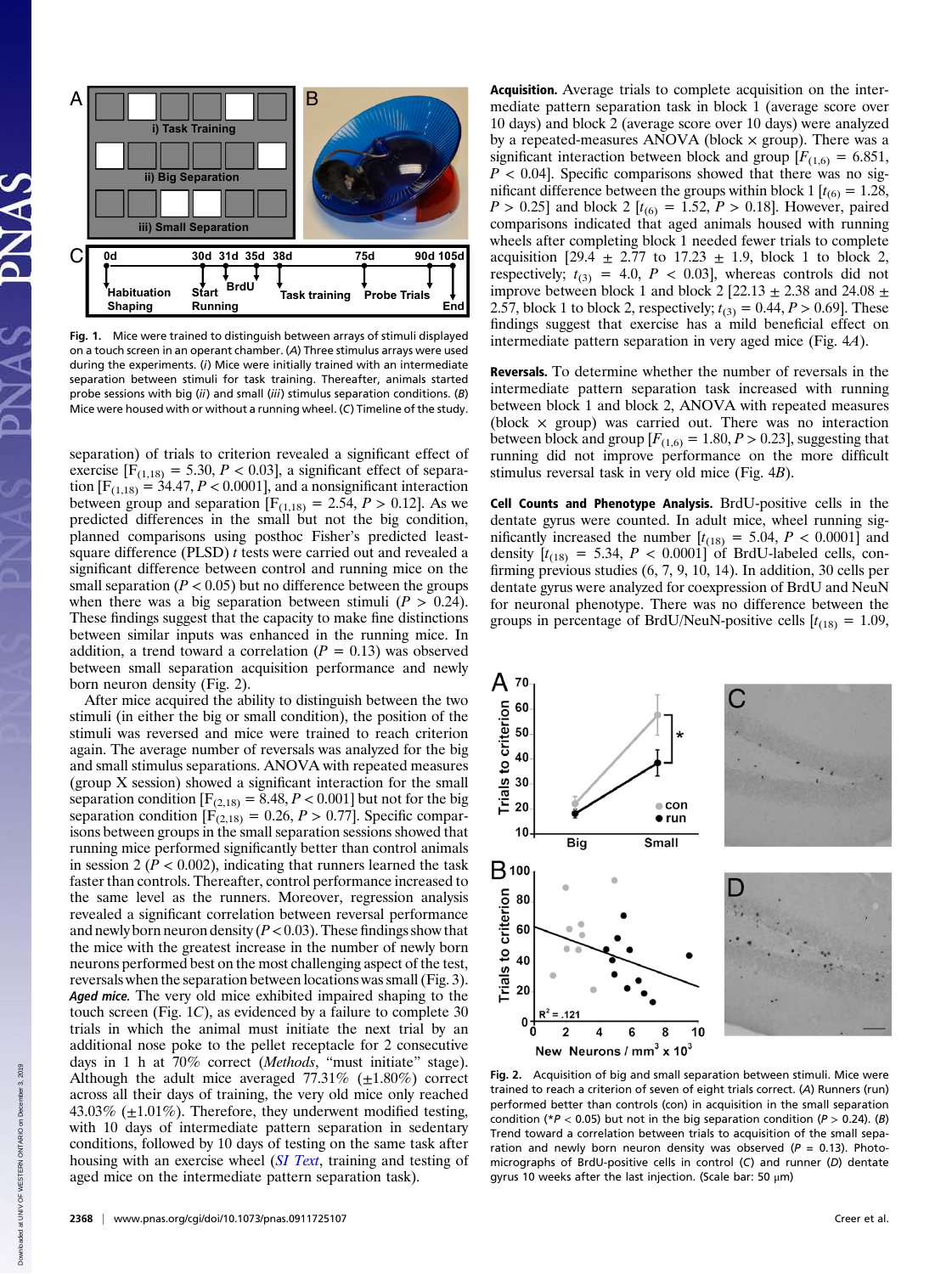Fig. 1. Mice were trained to distinguish between arrays of stimuli displayed on a touch screen in an operant chamber. (*A*) Three stimulus arrays were used during the experiments. (*i*) Mice were initially trained with an intermediate separation between stimuli for task training. Thereafter, animals started probe sessions with big (*ii*) and small (*iii*) stimulus separation conditions. (*B*) Mice were housed with or without a running wheel. (*C*) Timeline of the study.

separation) of trials to criterion revealed a significant effect of exercise [$F_{(1,18)} = 5.30$, $P < 0.03$], a significant effect of separation [$F_{(1,18)} = 34.47$, $P < 0.0001$], and a nonsignificant interaction between group and separation [$F_{(1,18)} = 2.54$, $P > 0.12$]. As we predicted differences in the small but not the big condition, planned comparisons using posthoc Fisher's predicted least-square difference (PLSD) *t* tests were carried out and revealed a significant difference between control and running mice on the small separation ($P < 0.05$) but no difference between the groups when there was a big separation between stimuli ($P > 0.24$). These findings suggest that the capacity to make fine distinctions between similar inputs was enhanced in the running mice. In addition, a trend toward a correlation ($P = 0.13$) was observed between small separation acquisition performance and newly born neuron density (Fig. 2).

After mice acquired the ability to distinguish between the two stimuli (in either the big or small condition), the position of the stimuli was reversed and mice were trained to reach criterion again. The average number of reversals was analyzed for the big and small stimulus separations. ANOVA with repeated measures (group X session) showed a significant interaction for the small separation condition [$F_{(2,18)} = 8.48$, $P < 0.001$] but not for the big separation condition [$F_{(2,18)} = 0.26$, $P > 0.77$]. Specific comparisons between groups in the small separation sessions showed that running mice performed significantly better than control animals in session 2 ($P < 0.002$), indicating that runners learned the task faster than controls. Thereafter, control performance increased to the same level as the runners. Moreover, regression analysis revealed a significant correlation between reversal performance and newly born neuron density ($P < 0.03$). These findings show that the mice with the greatest increase in the number of newly born neurons performed best on the most challenging aspect of the test, reversals when the separation between locations was small (Fig. 3).

***Aged mice.*** The very old mice exhibited impaired shaping to the touch screen (Fig. 1*C*), as evidenced by a failure to complete 30 trials in which the animal must initiate the next trial by an additional nose poke to the pellet receptacle for 2 consecutive days in 1 h at 70% correct (*Methods*, "must initiate" stage). Although the adult mice averaged 77.31% (±1.80%) correct across all their days of training, the very old mice only reached 43.03% (±1.01%). Therefore, they underwent modified testing, with 10 days of intermediate pattern separation in sedentary conditions, followed by 10 days of testing on the same task after housing with an exercise wheel (*SI Text*, training and testing of aged mice on the intermediate pattern separation task).

**Acquisition.** Average trials to complete acquisition on the intermediate pattern separation task in block 1 (average score over 10 days) and block 2 (average score over 10 days) were analyzed by a repeated-measures ANOVA (block × group). There was a significant interaction between block and group [$F_{(1,6)} = 6.851$, $P < 0.04$]. Specific comparisons showed that there was no significant difference between the groups within block 1 [$t_{(6)} = 1.28$, $P > 0.25$] and block 2 [$t_{(6)} = 1.52$, $P > 0.18$]. However, paired comparisons indicated that aged animals housed with running wheels after completing block 1 needed fewer trials to complete acquisition [29.4 ± 2.77 to 17.23 ± 1.9, block 1 to block 2, respectively; $t_{(3)} = 4.0$, $P < 0.03$], whereas controls did not improve between block 1 and block 2 [22.13 ± 2.38 and 24.08 ± 2.57, block 1 to block 2, respectively; $t_{(3)} = 0.44$, $P > 0.69$]. These findings suggest that exercise has a mild beneficial effect on intermediate pattern separation in very aged mice (Fig. 4*A*).

**Reversals.** To determine whether the number of reversals in the intermediate pattern separation task increased with running between block 1 and block 2, ANOVA with repeated measures (block × group) was carried out. There was no interaction between block and group [$F_{(1,6)} = 1.80$, $P > 0.23$], suggesting that running did not improve performance on the more difficult stimulus reversal task in very old mice (Fig. 4*B*).

**Cell Counts and Phenotype Analysis.** BrdU-positive cells in the dentate gyrus were counted. In adult mice, wheel running significantly increased the number [$t_{(18)} = 5.04$, $P < 0.0001$] and density [$t_{(18)} = 5.34$, $P < 0.0001$] of BrdU-labeled cells, confirming previous studies (6, 7, 9, 10, 14). In addition, 30 cells per dentate gyrus were analyzed for coexpression of BrdU and NeuN for neuronal phenotype. There was no difference between the groups in percentage of BrdU/NeuN-positive cells [$t_{(18)} = 1.09$,

Fig. 2. Acquisition of big and small separation between stimuli. Mice were trained to reach a criterion of seven of eight trials correct. (*A*) Runners (run) performed better than controls (con) in acquisition in the small separation condition (\*$P < 0.05$) but not in the big separation condition ($P > 0.24$). (*B*) Trend toward a correlation between trials to acquisition of the small separation and newly born neuron density was observed ($P = 0.13$). Photomicrographs of BrdU-positive cells in control (*C*) and runner (*D*) dentate gyrus 10 weeks after the last injection. (Scale bar: 50 μm)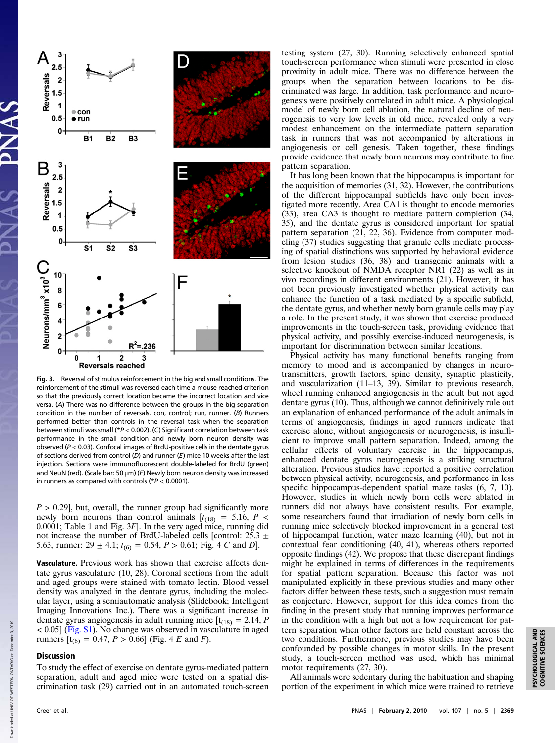Fig. 3. Reversal of stimulus reinforcement in the big and small conditions. The reinforcement of the stimuli was reversed each time a mouse reached criterion so that the previously correct location became the incorrect location and vice versa. (*A*) There was no difference between the groups in the big separation condition in the number of reversals. con, control; run, runner. (*B*) Runners performed better than controls in the reversal task when the separation between stimuli was small (\**P* < 0.002). (*C*) Significant correlation between task performance in the small condition and newly born neuron density was observed (*P* < 0.03). Confocal images of BrdU-positive cells in the dentate gyrus of sections derived from control (*D*) and runner (*E*) mice 10 weeks after the last injection. Sections were immunofluorescent double-labeled for BrdU (green) and NeuN (red). (Scale bar: 50 μm) (*F*) Newly born neuron density was increased in runners as compared with controls (\**P* < 0.0001).

$P$ > 0.29], but, overall, the runner group had significantly more newly born neurons than control animals [$t_{(18)}$ = 5.16, $P$ < 0.0001; Table 1 and Fig. 3*F*]. In the very aged mice, running did not increase the number of BrdU-labeled cells [control: 25.3 ± 5.63, runner: 29 ± 4.1; $t_{(6)}$ = 0.54, $P$ > 0.61; Fig. 4 *C* and *D*].

**Vasculature.** Previous work has shown that exercise affects dentate gyrus vasculature (10, 28). Coronal sections from the adult and aged groups were stained with tomato lectin. Blood vessel density was analyzed in the dentate gyrus, including the molecular layer, using a semiautomatic analysis (Slidebook; Intelligent Imaging Innovations Inc.). There was a significant increase in dentate gyrus angiogenesis in adult running mice [$t_{(18)}$ = 2.14, $P$ < 0.05] (Fig. S1). No change was observed in vasculature in aged runners [$t_{(6)}$ = 0.47, $P$ > 0.66] (Fig. 4 *E* and *F*).

## Discussion

To study the effect of exercise on dentate gyrus-mediated pattern separation, adult and aged mice were tested on a spatial discrimination task (29) carried out in an automated touch-screen testing system (27, 30). Running selectively enhanced spatial touch-screen performance when stimuli were presented in close proximity in adult mice. There was no difference between the groups when the separation between locations to be discriminated was large. In addition, task performance and neurogenesis were positively correlated in adult mice. A physiological model of newly born cell ablation, the natural decline of neurogenesis to very low levels in old mice, revealed only a very modest enhancement on the intermediate pattern separation task in runners that was not accompanied by alterations in angiogenesis or cell genesis. Taken together, these findings provide evidence that newly born neurons may contribute to fine pattern separation.

It has long been known that the hippocampus is important for the acquisition of memories (31, 32). However, the contributions of the different hippocampal subfields have only been investigated more recently. Area CA1 is thought to encode memories (33), area CA3 is thought to mediate pattern completion (34, 35), and the dentate gyrus is considered important for spatial pattern separation (21, 22, 36). Evidence from computer modeling (37) studies suggesting that granule cells mediate processing of spatial distinctions was supported by behavioral evidence from lesion studies (36, 38) and transgenic animals with a selective knockout of NMDA receptor NR1 (22) as well as in vivo recordings in different environments (21). However, it has not been previously investigated whether physical activity can enhance the function of a task mediated by a specific subfield, the dentate gyrus, and whether newly born granule cells may play a role. In the present study, it was shown that exercise produced improvements in the touch-screen task, providing evidence that physical activity, and possibly exercise-induced neurogenesis, is important for discrimination between similar locations.

Physical activity has many functional benefits ranging from memory to mood and is accompanied by changes in neurotransmitters, growth factors, spine density, synaptic plasticity, and vascularization (11–13, 39). Similar to previous research, wheel running enhanced angiogenesis in the adult but not aged dentate gyrus (10). Thus, although we cannot definitively rule out an explanation of enhanced performance of the adult animals in terms of angiogenesis, findings in aged runners indicate that exercise alone, without angiogenesis or neurogenesis, is insufficient to improve small pattern separation. Indeed, among the cellular effects of voluntary exercise in the hippocampus, enhanced dentate gyrus neurogenesis is a striking structural alteration. Previous studies have reported a positive correlation between physical activity, neurogenesis, and performance in less specific hippocampus-dependent spatial maze tasks (6, 7, 10). However, studies in which newly born cells were ablated in runners did not always have consistent results. For example, some researchers found that irradiation of newly born cells in running mice selectively blocked improvement in a general test of hippocampal function, water maze learning (40), but not in contextual fear conditioning (40, 41), whereas others reported opposite findings (42). We propose that these discrepant findings might be explained in terms of differences in the requirements for spatial pattern separation. Because this factor was not manipulated explicitly in these previous studies and many other factors differ between these tests, such a suggestion must remain as conjecture. However, support for this idea comes from the finding in the present study that running improves performance in the condition with a high but not a low requirement for pattern separation when other factors are held constant across the two conditions. Furthermore, previous studies may have been confounded by possible changes in motor skills. In the present study, a touch-screen method was used, which has minimal motor requirements (27, 30).

All animals were sedentary during the habituation and shaping portion of the experiment in which mice were trained to retrieve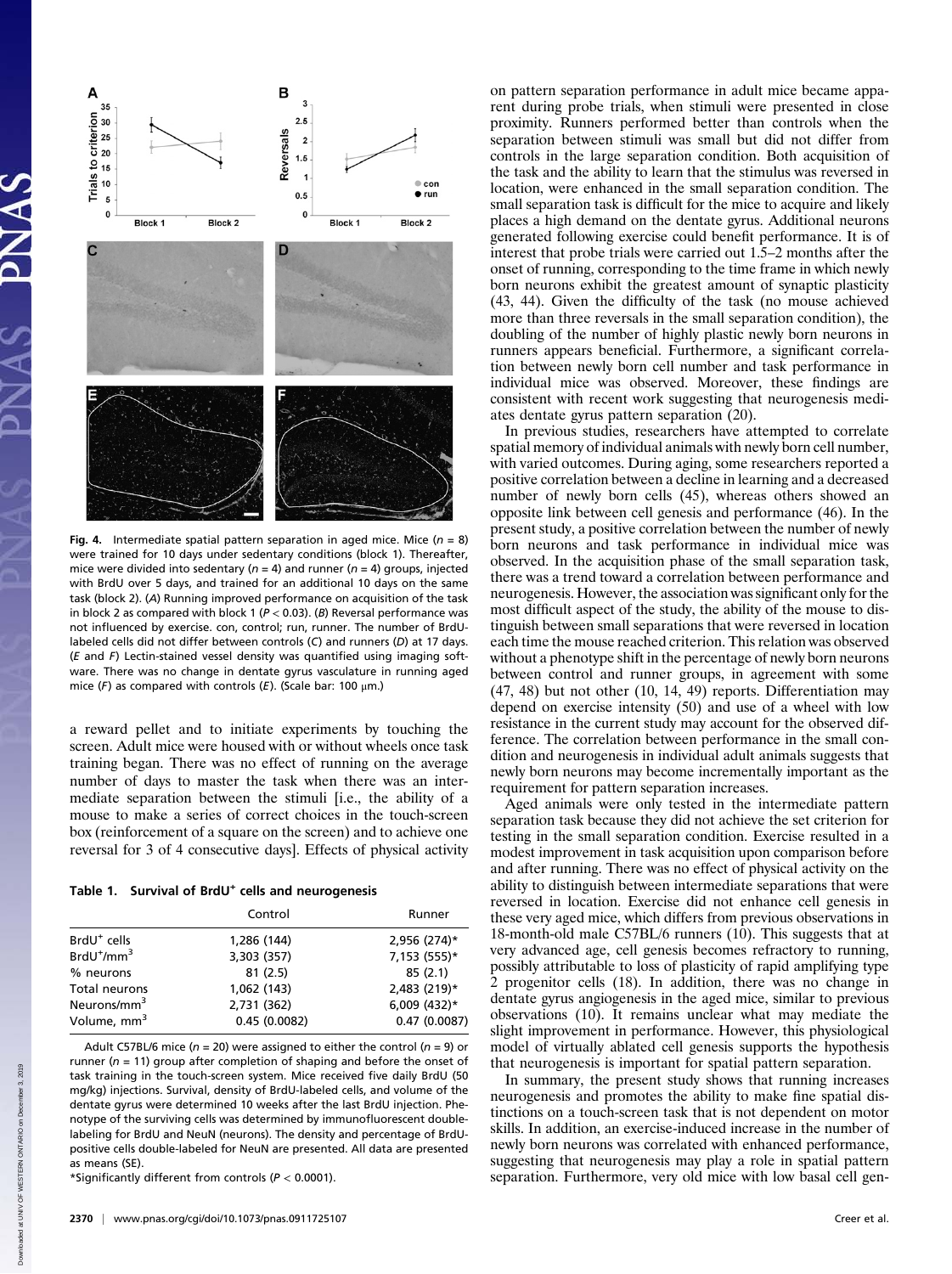A

Trials to criterion

35
30
25
20
15
10
5
0

Block 1 Block 2

B

Reversals

3
2.5
2
1.5
1
0.5
0

Block 1 Block 2

con
run

C

D

E

F

**Fig. 4.** Intermediate spatial pattern separation in aged mice. Mice ($n$ = 8) were trained for 10 days under sedentary conditions (block 1). Thereafter, mice were divided into sedentary ($n$ = 4) and runner ($n$ = 4) groups, injected with BrdU over 5 days, and trained for an additional 10 days on the same task (block 2). (*A*) Running improved performance on acquisition of the task in block 2 as compared with block 1 ($P < 0.03$). (*B*) Reversal performance was not influenced by exercise. con, control; run, runner. The number of BrdU-labeled cells did not differ between controls (*C*) and runners (*D*) at 17 days. (*E* and *F*) Lectin-stained vessel density was quantified using imaging software. There was no change in dentate gyrus vasculature in running aged mice (*F*) as compared with controls (*E*). (Scale bar: 100 μm.)

a reward pellet and to initiate experiments by touching the screen. Adult mice were housed with or without wheels once task training began. There was no effect of running on the average number of days to master the task when there was an intermediate separation between the stimuli [i.e., the ability of a mouse to make a series of correct choices in the touch-screen box (reinforcement of a square on the screen) and to achieve one reversal for 3 of 4 consecutive days]. Effects of physical activity on pattern separation performance in adult mice became apparent during probe trials, when stimuli were presented in close proximity. Runners performed better than controls when the separation between stimuli was small but did not differ from controls in the large separation condition. Both acquisition of the task and the ability to learn that the stimulus was reversed in location, were enhanced in the small separation condition. The small separation task is difficult for the mice to acquire and likely places a high demand on the dentate gyrus. Additional neurons generated following exercise could benefit performance. It is of interest that probe trials were carried out 1.5–2 months after the onset of running, corresponding to the time frame in which newly born neurons exhibit the greatest amount of synaptic plasticity (43, 44). Given the difficulty of the task (no mouse achieved more than three reversals in the small separation condition), the doubling of the number of highly plastic newly born neurons in runners appears beneficial. Furthermore, a significant correlation between newly born cell number and task performance in individual mice was observed. Moreover, these findings are consistent with recent work suggesting that neurogenesis mediates dentate gyrus pattern separation (20).

**Table 1. Survival of BrdU$^+$ cells and neurogenesis**

| | Control | Runner |
|---|---|---|
| BrdU$^+$ cells | 1,286 (144) | 2,956 (274)* |
| BrdU$^+$/mm$^3$ | 3,303 (357) | 7,153 (555)* |
| % neurons | 81 (2.5) | 85 (2.1) |
| Total neurons | 1,062 (143) | 2,483 (219)* |
| Neurons/mm$^3$ | 2,731 (362) | 6,009 (432)* |
| Volume, mm$^3$ | 0.45 (0.0082) | 0.47 (0.0087) |

Adult C57BL/6 mice ($n$ = 20) were assigned to either the control ($n$ = 9) or runner ($n$ = 11) group after completion of shaping and before the onset of task training in the touch-screen system. Mice received five daily BrdU (50 mg/kg) injections. Survival, density of BrdU-labeled cells, and volume of the dentate gyrus were determined 10 weeks after the last BrdU injection. Phenotype of the surviving cells was determined by immunofluorescent double-labeling for BrdU and NeuN (neurons). The density and percentage of BrdU-positive cells double-labeled for NeuN are presented. All data are presented as means (SE).

*Significantly different from controls ($P < 0.0001$).

In previous studies, researchers have attempted to correlate spatial memory of individual animals with newly born cell number, with varied outcomes. During aging, some researchers reported a positive correlation between a decline in learning and a decreased number of newly born cells (45), whereas others showed an opposite link between cell genesis and performance (46). In the present study, a positive correlation between the number of newly born neurons and task performance in individual mice was observed. In the acquisition phase of the small separation task, there was a trend toward a correlation between performance and neurogenesis. However, the association was significant only for the most difficult aspect of the study, the ability of the mouse to distinguish between small separations that were reversed in location each time the mouse reached criterion. This relation was observed without a phenotype shift in the percentage of newly born neurons between control and runner groups, in agreement with some (47, 48) but not other (10, 14, 49) reports. Differentiation may depend on exercise intensity (50) and use of a wheel with low resistance in the current study may account for the observed difference. The correlation between performance in the small condition and neurogenesis in individual adult animals suggests that newly born neurons may become incrementally important as the requirement for pattern separation increases.

Aged animals were only tested in the intermediate pattern separation task because they did not achieve the set criterion for testing in the small separation condition. Exercise resulted in a modest improvement in task acquisition upon comparison before and after running. There was no effect of physical activity on the ability to distinguish between intermediate separations that were reversed in location. Exercise did not enhance cell genesis in these very aged mice, which differs from previous observations in 18-month-old male C57BL/6 runners (10). This suggests that at very advanced age, cell genesis becomes refractory to running, possibly attributable to loss of plasticity of rapid amplifying type 2 progenitor cells (18). In addition, there was no change in dentate gyrus angiogenesis in the aged mice, similar to previous observations (10). It remains unclear what may mediate the slight improvement in performance. However, this physiological model of virtually ablated cell genesis supports the hypothesis that neurogenesis is important for spatial pattern separation.

In summary, the present study shows that running increases neurogenesis and promotes the ability to make fine spatial distinctions on a touch-screen task that is not dependent on motor skills. In addition, an exercise-induced increase in the number of newly born neurons was correlated with enhanced performance, suggesting that neurogenesis may play a role in spatial pattern separation. Furthermore, very old mice with low basal cell gen-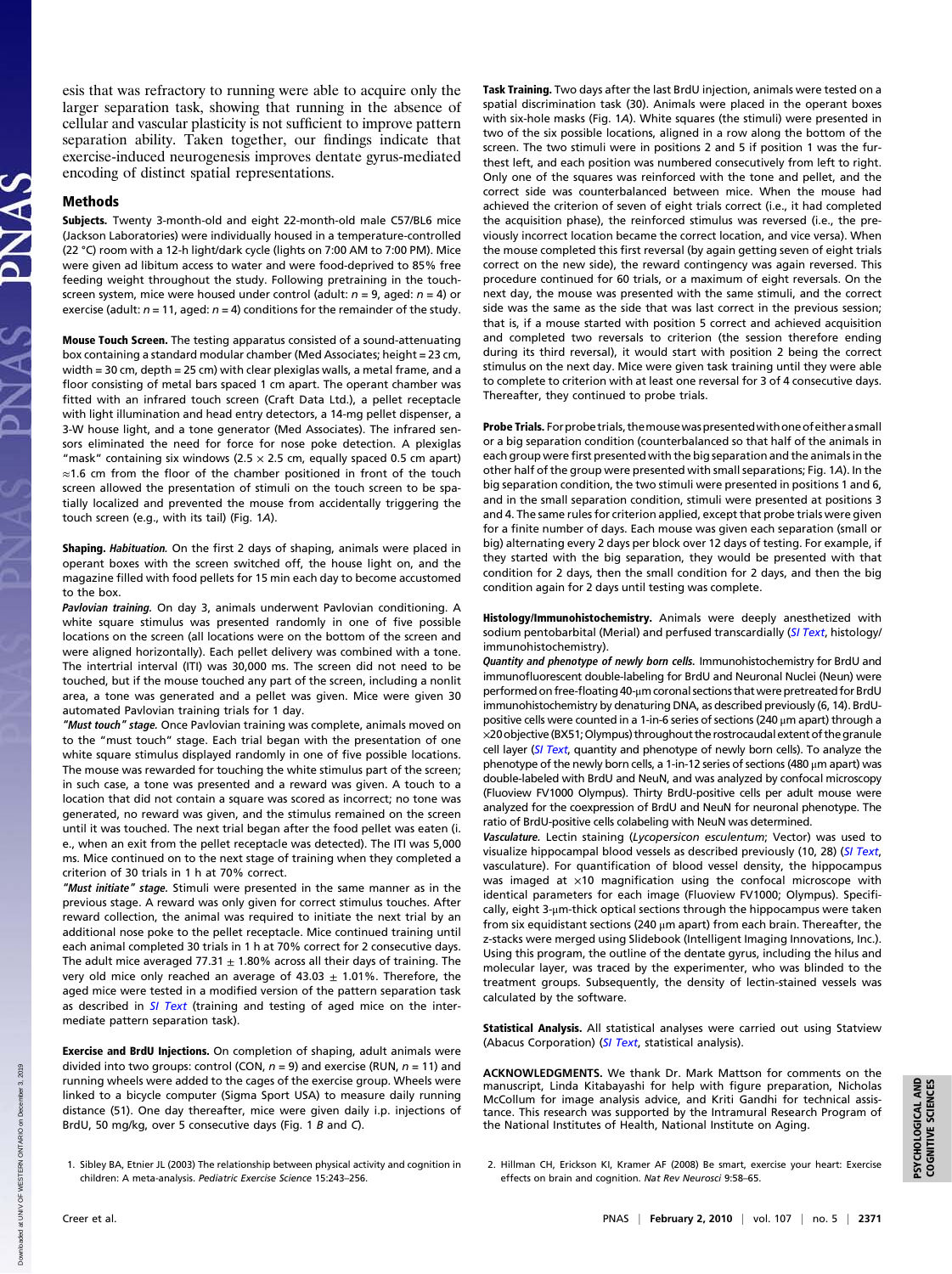esis that was refractory to running were able to acquire only the larger separation task, showing that running in the absence of cellular and vascular plasticity is not sufficient to improve pattern separation ability. Taken together, our findings indicate that exercise-induced neurogenesis improves dentate gyrus-mediated encoding of distinct spatial representations.

## Methods

**Subjects.** Twenty 3-month-old and eight 22-month-old male C57/BL6 mice (Jackson Laboratories) were individually housed in a temperature-controlled (22 °C) room with a 12-h light/dark cycle (lights on 7:00 AM to 7:00 PM). Mice were given ad libitum access to water and were food-deprived to 85% free feeding weight throughout the study. Following pretraining in the touch-screen system, mice were housed under control (adult: $n = 9$, aged: $n = 4$) or exercise (adult: $n = 11$, aged: $n = 4$) conditions for the remainder of the study.

**Mouse Touch Screen.** The testing apparatus consisted of a sound-attenuating box containing a standard modular chamber (Med Associates; height = 23 cm, width = 30 cm, depth = 25 cm) with clear plexiglas walls, a metal frame, and a floor consisting of metal bars spaced 1 cm apart. The operant chamber was fitted with an infrared touch screen (Craft Data Ltd.), a pellet receptacle with light illumination and head entry detectors, a 14-mg pellet dispenser, a 3-W house light, and a tone generator (Med Associates). The infrared sensors eliminated the need for force for nose poke detection. A plexiglas "mask" containing six windows ($2.5 \times 2.5$ cm, equally spaced 0.5 cm apart) ≈1.6 cm from the floor of the chamber positioned in front of the touch screen allowed the presentation of stimuli on the touch screen to be spatially localized and prevented the mouse from accidentally triggering the touch screen (e.g., with its tail) (Fig. 1*A*).

**Shaping.** *Habituation.* On the first 2 days of shaping, animals were placed in operant boxes with the screen switched off, the house light on, and the magazine filled with food pellets for 15 min each day to become accustomed to the box.

*Pavlovian training.* On day 3, animals underwent Pavlovian conditioning. A white square stimulus was presented randomly in one of five possible locations on the screen (all locations were on the bottom of the screen and were aligned horizontally). Each pellet delivery was combined with a tone. The intertrial interval (ITI) was 30,000 ms. The screen did not need to be touched, but if the mouse touched any part of the screen, including a nonlit area, a tone was generated and a pellet was given. Mice were given 30 automated Pavlovian training trials for 1 day.

*"Must touch" stage.* Once Pavlovian training was complete, animals moved on to the "must touch" stage. Each trial began with the presentation of one white square stimulus displayed randomly in one of five possible locations. The mouse was rewarded for touching the white stimulus part of the screen; in such case, a tone was presented and a reward was given. A touch to a location that did not contain a square was scored as incorrect; no tone was generated, no reward was given, and the stimulus remained on the screen until it was touched. The next trial began after the food pellet was eaten (i.e., when an exit from the pellet receptacle was detected). The ITI was 5,000 ms. Mice continued on to the next stage of training when they completed a criterion of 30 trials in 1 h at 70% correct.

*"Must initiate" stage.* Stimuli were presented in the same manner as in the previous stage. A reward was only given for correct stimulus touches. After reward collection, the animal was required to initiate the next trial by an additional nose poke to the pellet receptacle. Mice continued training until each animal completed 30 trials in 1 h at 70% correct for 2 consecutive days. The adult mice averaged $77.31 \pm 1.80\%$ across all their days of training. The very old mice only reached an average of $43.03 \pm 1.01\%$. Therefore, the aged mice were tested in a modified version of the pattern separation task as described in *SI Text* (training and testing of aged mice on the intermediate pattern separation task).

**Exercise and BrdU Injections.** On completion of shaping, adult animals were divided into two groups: control (CON, $n = 9$) and exercise (RUN, $n = 11$) and running wheels were added to the cages of the exercise group. Wheels were linked to a bicycle computer (Sigma Sport USA) to measure daily running distance (51). One day thereafter, mice were given daily i.p. injections of BrdU, 50 mg/kg, over 5 consecutive days (Fig. 1 *B* and *C*).

**Task Training.** Two days after the last BrdU injection, animals were tested on a spatial discrimination task (30). Animals were placed in the operant boxes with six-hole masks (Fig. 1*A*). White squares (the stimuli) were presented in two of the six possible locations, aligned in a row along the bottom of the screen. The two stimuli were in positions 2 and 5 if position 1 was the furthest left, and each position was numbered consecutively from left to right. Only one of the squares was reinforced with the tone and pellet, and the correct side was counterbalanced between mice. When the mouse had achieved the criterion of seven of eight trials correct (i.e., it had completed the acquisition phase), the reinforced stimulus was reversed (i.e., the previously incorrect location became the correct location, and vice versa). When the mouse completed this first reversal (by again getting seven of eight trials correct on the new side), the reward contingency was again reversed. This procedure continued for 60 trials, or a maximum of eight reversals. On the next day, the mouse was presented with the same stimuli, and the correct side was the same as the side that was last correct in the previous session; that is, if a mouse started with position 5 correct and achieved acquisition and completed two reversals to criterion (the session therefore ending during its third reversal), it would start with position 2 being the correct stimulus on the next day. Mice were given task training until they were able to complete to criterion with at least one reversal for 3 of 4 consecutive days. Thereafter, they continued to probe trials.

**Probe Trials.** For probe trials, the mouse was presented with one of either a small or a big separation condition (counterbalanced so that half of the animals in each group were first presented with the big separation and the animals in the other half of the group were presented with small separations; Fig. 1*A*). In the big separation condition, the two stimuli were presented in positions 1 and 6, and in the small separation condition, stimuli were presented at positions 3 and 4. The same rules for criterion applied, except that probe trials were given for a finite number of days. Each mouse was given each separation (small or big) alternating every 2 days per block over 12 days of testing. For example, if they started with the big separation, they would be presented with that condition for 2 days, then the small condition for 2 days, and then the big condition again for 2 days until testing was complete.

**Histology/Immunohistochemistry.** Animals were deeply anesthetized with sodium pentobarbital (Merial) and perfused transcardially (*SI Text*, histology/immunohistochemistry).

*Quantity and phenotype of newly born cells.* Immunohistochemistry for BrdU and immunofluorescent double-labeling for BrdU and Neuronal Nuclei (Neun) were performed on free-floating 40-μm coronal sections that were pretreated for BrdU immunohistochemistry by denaturing DNA, as described previously (6, 14). BrdU-positive cells were counted in a 1-in-6 series of sections (240 μm apart) through a ×20 objective (BX51; Olympus) throughout the rostrocaudal extent of the granule cell layer (*SI Text*, quantity and phenotype of newly born cells). To analyze the phenotype of the newly born cells, a 1-in-12 series of sections (480 μm apart) was double-labeled with BrdU and NeuN, and was analyzed by confocal microscopy (Fluoview FV1000 Olympus). Thirty BrdU-positive cells per adult mouse were analyzed for the coexpression of BrdU and NeuN for neuronal phenotype. The ratio of BrdU-positive cells colabeling with NeuN was determined.

*Vasculature.* Lectin staining (*Lycopersicon esculentum*; Vector) was used to visualize hippocampal blood vessels as described previously (10, 28) (*SI Text*, vasculature). For quantification of blood vessel density, the hippocampus was imaged at ×10 magnification using the confocal microscope with identical parameters for each image (Fluoview FV1000; Olympus). Specifically, eight 3-μm-thick optical sections through the hippocampus were taken from six equidistant sections (240 μm apart) from each brain. Thereafter, the z-stacks were merged using Slidebook (Intelligent Imaging Innovations, Inc.). Using this program, the outline of the dentate gyrus, including the hilus and molecular layer, was traced by the experimenter, who was blinded to the treatment groups. Subsequently, the density of lectin-stained vessels was calculated by the software.

**Statistical Analysis.** All statistical analyses were carried out using Statview (Abacus Corporation) (*SI Text*, statistical analysis).

**ACKNOWLEDGMENTS.** We thank Dr. Mark Mattson for comments on the manuscript, Linda Kitabayashi for help with figure preparation, Nicholas McCollum for image analysis advice, and Kriti Gandhi for technical assistance. This research was supported by the Intramural Research Program of the National Institutes of Health, National Institute on Aging.

1. Sibley BA, Etnier JL (2003) The relationship between physical activity and cognition in children: A meta-analysis. *Pediatric Exercise Science* 15:243–256.
2. Hillman CH, Erickson KI, Kramer AF (2008) Be smart, exercise your heart: Exercise effects on brain and cognition. *Nat Rev Neurosci* 9:58–65.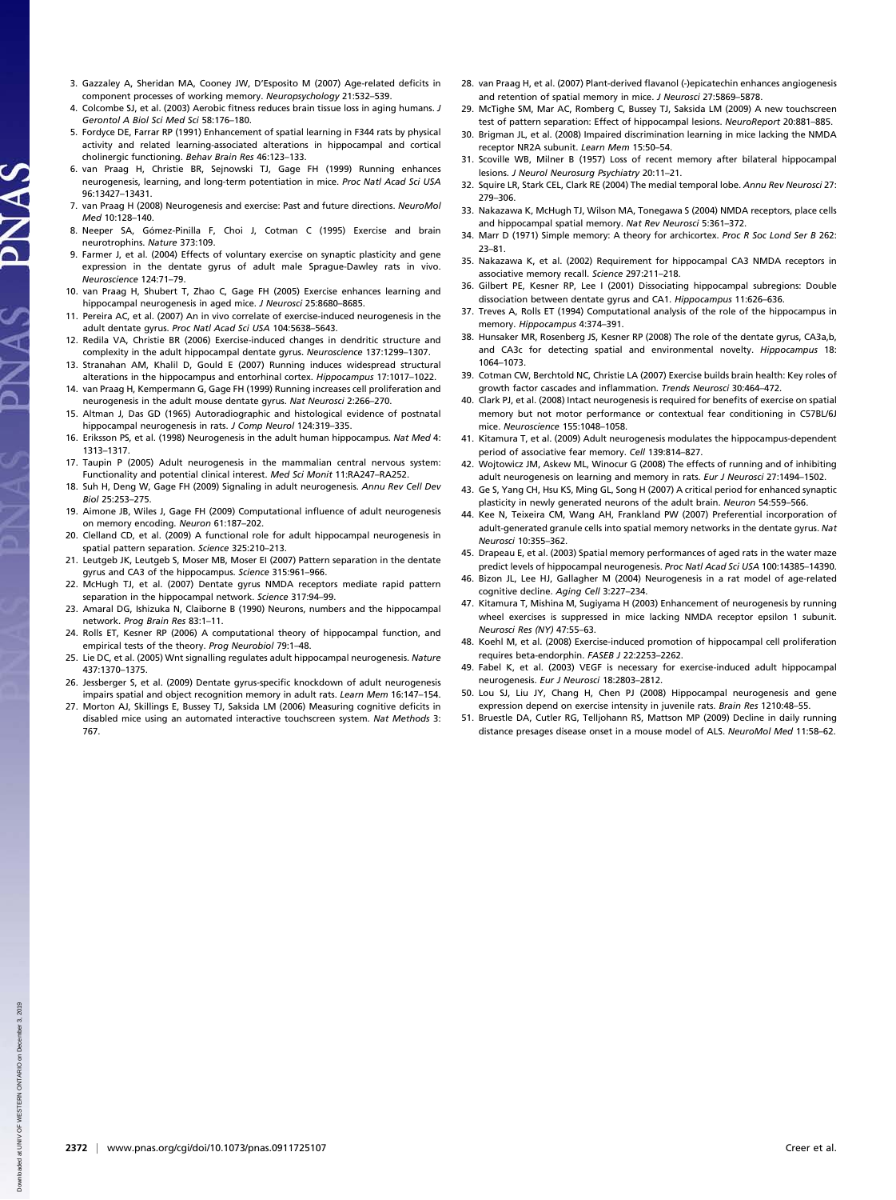3. Gazzaley A, Sheridan MA, Cooney JW, D'Esposito M (2007) Age-related deficits in component processes of working memory. *Neuropsychology* 21:532–539.
4. Colcombe SJ, et al. (2003) Aerobic fitness reduces brain tissue loss in aging humans. *J Gerontol A Biol Sci Med Sci* 58:176–180.
5. Fordyce DE, Farrar RP (1991) Enhancement of spatial learning in F344 rats by physical activity and related learning-associated alterations in hippocampal and cortical cholinergic functioning. *Behav Brain Res* 46:123–133.
6. van Praag H, Christie BR, Sejnowski TJ, Gage FH (1999) Running enhances neurogenesis, learning, and long-term potentiation in mice. *Proc Natl Acad Sci USA* 96:13427–13431.
7. van Praag H (2008) Neurogenesis and exercise: Past and future directions. *NeuroMol Med* 10:128–140.
8. Neeper SA, Gómez-Pinilla F, Choi J, Cotman C (1995) Exercise and brain neurotrophins. *Nature* 373:109.
9. Farmer J, et al. (2004) Effects of voluntary exercise on synaptic plasticity and gene expression in the dentate gyrus of adult male Sprague-Dawley rats in vivo. *Neuroscience* 124:71–79.
10. van Praag H, Shubert T, Zhao C, Gage FH (2005) Exercise enhances learning and hippocampal neurogenesis in aged mice. *J Neurosci* 25:8680–8685.
11. Pereira AC, et al. (2007) An in vivo correlate of exercise-induced neurogenesis in the adult dentate gyrus. *Proc Natl Acad Sci USA* 104:5638–5643.
12. Redila VA, Christie BR (2006) Exercise-induced changes in dendritic structure and complexity in the adult hippocampal dentate gyrus. *Neuroscience* 137:1299–1307.
13. Stranahan AM, Khalil D, Gould E (2007) Running induces widespread structural alterations in the hippocampus and entorhinal cortex. *Hippocampus* 17:1017–1022.
14. van Praag H, Kempermann G, Gage FH (1999) Running increases cell proliferation and neurogenesis in the adult mouse dentate gyrus. *Nat Neurosci* 2:266–270.
15. Altman J, Das GD (1965) Autoradiographic and histological evidence of postnatal hippocampal neurogenesis in rats. *J Comp Neurol* 124:319–335.
16. Eriksson PS, et al. (1998) Neurogenesis in the adult human hippocampus. *Nat Med* 4: 1313–1317.
17. Taupin P (2005) Adult neurogenesis in the mammalian central nervous system: Functionality and potential clinical interest. *Med Sci Monit* 11:RA247–RA252.
18. Suh H, Deng W, Gage FH (2009) Signaling in adult neurogenesis. *Annu Rev Cell Dev Biol* 25:253–275.
19. Aimone JB, Wiles J, Gage FH (2009) Computational influence of adult neurogenesis on memory encoding. *Neuron* 61:187–202.
20. Clelland CD, et al. (2009) A functional role for adult hippocampal neurogenesis in spatial pattern separation. *Science* 325:210–213.
21. Leutgeb JK, Leutgeb S, Moser MB, Moser EI (2007) Pattern separation in the dentate gyrus and CA3 of the hippocampus. *Science* 315:961–966.
22. McHugh TJ, et al. (2007) Dentate gyrus NMDA receptors mediate rapid pattern separation in the hippocampal network. *Science* 317:94–99.
23. Amaral DG, Ishizuka N, Claiborne B (1990) Neurons, numbers and the hippocampal network. *Prog Brain Res* 83:1–11.
24. Rolls ET, Kesner RP (2006) A computational theory of hippocampal function, and empirical tests of the theory. *Prog Neurobiol* 79:1–48.
25. Lie DC, et al. (2005) Wnt signalling regulates adult hippocampal neurogenesis. *Nature* 437:1370–1375.
26. Jessberger S, et al. (2009) Dentate gyrus-specific knockdown of adult neurogenesis impairs spatial and object recognition memory in adult rats. *Learn Mem* 16:147–154.
27. Morton AJ, Skillings E, Bussey TJ, Saksida LM (2006) Measuring cognitive deficits in disabled mice using an automated interactive touchscreen system. *Nat Methods* 3: 767.
28. van Praag H, et al. (2007) Plant-derived flavanol (-)epicatechin enhances angiogenesis and retention of spatial memory in mice. *J Neurosci* 27:5869–5878.
29. McTighe SM, Mar AC, Romberg C, Bussey TJ, Saksida LM (2009) A new touchscreen test of pattern separation: Effect of hippocampal lesions. *NeuroReport* 20:881–885.
30. Brigman JL, et al. (2008) Impaired discrimination learning in mice lacking the NMDA receptor NR2A subunit. *Learn Mem* 15:50–54.
31. Scoville WB, Milner B (1957) Loss of recent memory after bilateral hippocampal lesions. *J Neurol Neurosurg Psychiatry* 20:11–21.
32. Squire LR, Stark CEL, Clark RE (2004) The medial temporal lobe. *Annu Rev Neurosci* 27: 279–306.
33. Nakazawa K, McHugh TJ, Wilson MA, Tonegawa S (2004) NMDA receptors, place cells and hippocampal spatial memory. *Nat Rev Neurosci* 5:361–372.
34. Marr D (1971) Simple memory: A theory for archicortex. *Proc R Soc Lond Ser B* 262: 23–81.
35. Nakazawa K, et al. (2002) Requirement for hippocampal CA3 NMDA receptors in associative memory recall. *Science* 297:211–218.
36. Gilbert PE, Kesner RP, Lee I (2001) Dissociating hippocampal subregions: Double dissociation between dentate gyrus and CA1. *Hippocampus* 11:626–636.
37. Treves A, Rolls ET (1994) Computational analysis of the role of the hippocampus in memory. *Hippocampus* 4:374–391.
38. Hunsaker MR, Rosenberg JS, Kesner RP (2008) The role of the dentate gyrus, CA3a,b, and CA3c for detecting spatial and environmental novelty. *Hippocampus* 18: 1064–1073.
39. Cotman CW, Berchtold NC, Christie LA (2007) Exercise builds brain health: Key roles of growth factor cascades and inflammation. *Trends Neurosci* 30:464–472.
40. Clark PJ, et al. (2008) Intact neurogenesis is required for benefits of exercise on spatial memory but not motor performance or contextual fear conditioning in C57BL/6J mice. *Neuroscience* 155:1048–1058.
41. Kitamura T, et al. (2009) Adult neurogenesis modulates the hippocampus-dependent period of associative fear memory. *Cell* 139:814–827.
42. Wojtowicz JM, Askew ML, Winocur G (2008) The effects of running and of inhibiting adult neurogenesis on learning and memory in rats. *Eur J Neurosci* 27:1494–1502.
43. Ge S, Yang CH, Hsu KS, Ming GL, Song H (2007) A critical period for enhanced synaptic plasticity in newly generated neurons of the adult brain. *Neuron* 54:559–566.
44. Kee N, Teixeira CM, Wang AH, Frankland PW (2007) Preferential incorporation of adult-generated granule cells into spatial memory networks in the dentate gyrus. *Nat Neurosci* 10:355–362.
45. Drapeau E, et al. (2003) Spatial memory performances of aged rats in the water maze predict levels of hippocampal neurogenesis. *Proc Natl Acad Sci USA* 100:14385–14390.
46. Bizon JL, Lee HJ, Gallagher M (2004) Neurogenesis in a rat model of age-related cognitive decline. *Aging Cell* 3:227–234.
47. Kitamura T, Mishina M, Sugiyama H (2003) Enhancement of neurogenesis by running wheel exercises is suppressed in mice lacking NMDA receptor epsilon 1 subunit. *Neurosci Res (NY)* 47:55–63.
48. Koehl M, et al. (2008) Exercise-induced promotion of hippocampal cell proliferation requires beta-endorphin. *FASEB J* 22:2253–2262.
49. Fabel K, et al. (2003) VEGF is necessary for exercise-induced adult hippocampal neurogenesis. *Eur J Neurosci* 18:2803–2812.
50. Lou SJ, Liu JY, Chang H, Chen PJ (2008) Hippocampal neurogenesis and gene expression depend on exercise intensity in juvenile rats. *Brain Res* 1210:48–55.
51. Bruestle DA, Cutler RG, Telljohann RS, Mattson MP (2009) Decline in daily running distance presages disease onset in a mouse model of ALS. *NeuroMol Med* 11:58–62.